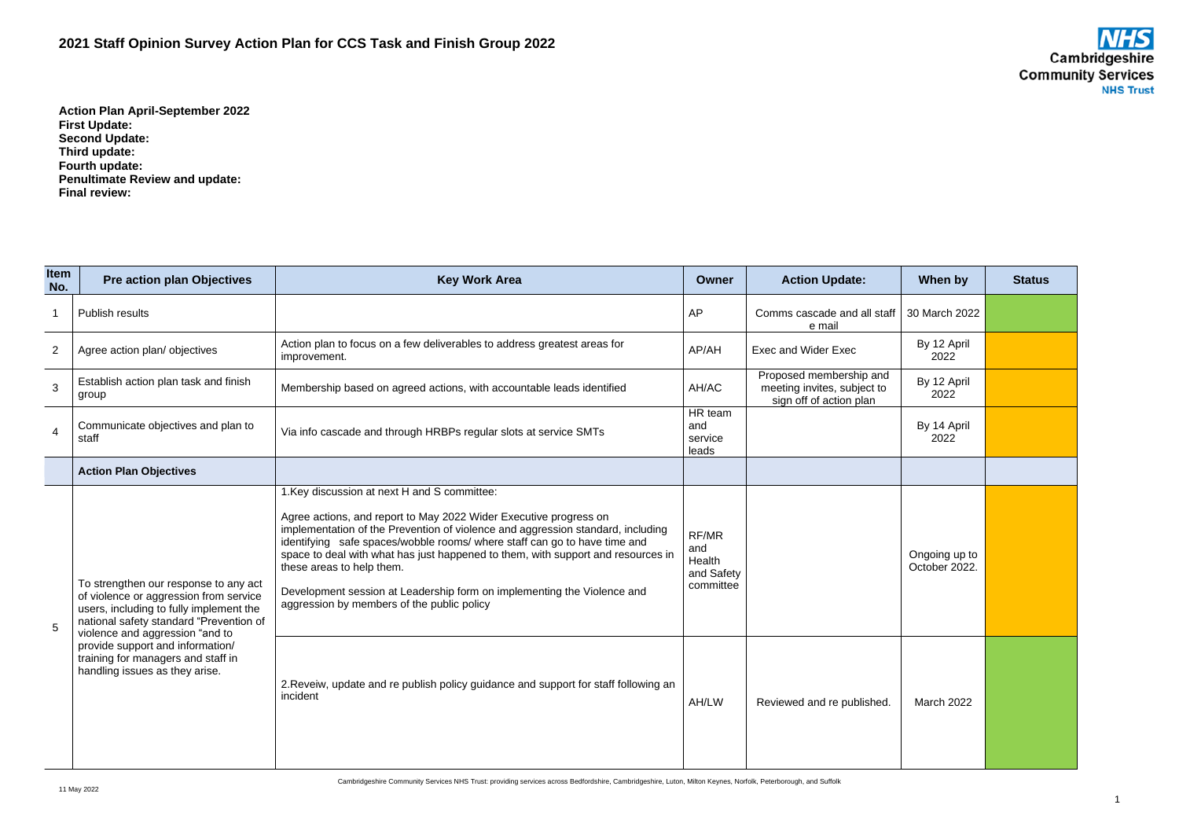# 2021 Staff Opinion Survey Action Plan for CCS Task and Finish Group 2022

**Action Plan April-September 2022**
**First Update:**
**Second Update:**
**Third update:**
**Fourth update:**
**Penultimate Review and update:**
**Final review:**

| Item No. | Pre action plan Objectives | Key Work Area | Owner | Action Update: | When by | Status |
|---|---|---|---|---|---|---|
| 1 | Publish results | | AP | Comms cascade and all staff e mail | 30 March 2022 | |
| 2 | Agree action plan/ objectives | Action plan to focus on a few deliverables to address greatest areas for improvement. | AP/AH | Exec and Wider Exec | By 12 April 2022 | |
| 3 | Establish action plan task and finish group | Membership based on agreed actions, with accountable leads identified | AH/AC | Proposed membership and meeting invites, subject to sign off of action plan | By 12 April 2022 | |
| 4 | Communicate objectives and plan to staff | Via info cascade and through HRBPs regular slots at service SMTs | HR team and service leads | | By 14 April 2022 | |
| | **Action Plan Objectives** | | | | | |
| 5 | To strengthen our response to any act of violence or aggression from service users, including to fully implement the national safety standard "Prevention of violence and aggression "and to provide support and information/ training for managers and staff in handling issues as they arise. | 1.Key discussion at next H and S committee:<br><br>Agree actions, and report to May 2022 Wider Executive progress on implementation of the Prevention of violence and aggression standard, including identifying safe spaces/wobble rooms/ where staff can go to have time and space to deal with what has just happened to them, with support and resources in these areas to help them.<br><br>Development session at Leadership form on implementing the Violence and aggression by members of the public policy | RF/MR and Health and Safety committee | | Ongoing up to October 2022. | |
| | | 2.Reveiw, update and re publish policy guidance and support for staff following an incident | AH/LW | Reviewed and re published. | March 2022 | |

11 May 2022

Cambridgeshire Community Services NHS Trust: providing services across Bedfordshire, Cambridgeshire, Luton, Milton Keynes, Norfolk, Peterborough, and Suffolk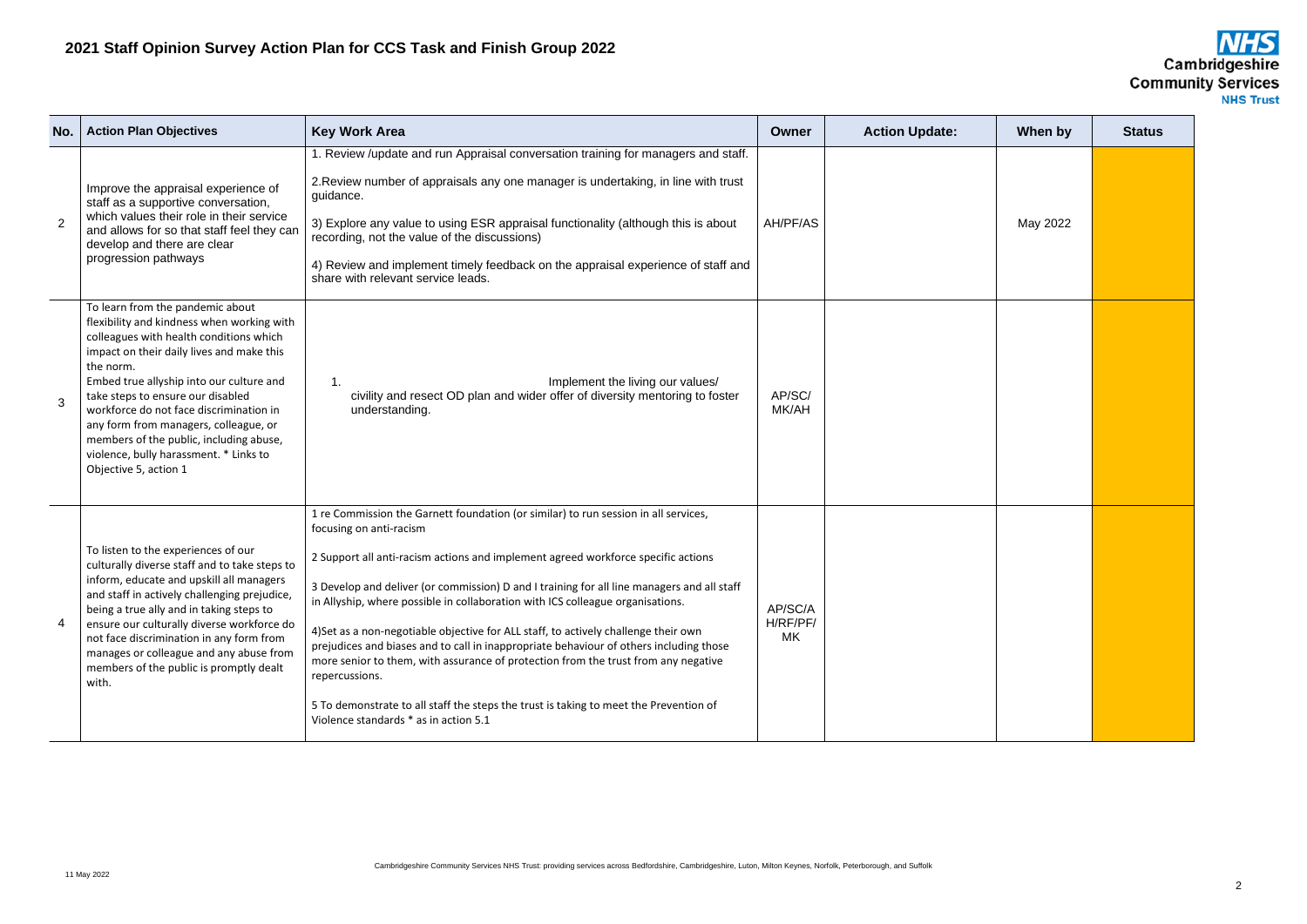# 2021 Staff Opinion Survey Action Plan for CCS Task and Finish Group 2022

| No. | Action Plan Objectives | Key Work Area | Owner | Action Update: | When by | Status |
|---|---|---|---|---|---|---|
| 2 | Improve the appraisal experience of staff as a supportive conversation, which values their role in their service and allows for so that staff feel they can develop and there are clear progression pathways | 1. Review /update and run Appraisal conversation training for managers and staff.<br><br>2.Review number of appraisals any one manager is undertaking, in line with trust guidance.<br><br>3) Explore any value to using ESR appraisal functionality (although this is about recording, not the value of the discussions)<br><br>4) Review and implement timely feedback on the appraisal experience of staff and share with relevant service leads. | AH/PF/AS | | May 2022 | |
| 3 | To learn from the pandemic about flexibility and kindness when working with colleagues with health conditions which impact on their daily lives and make this the norm.<br>Embed true allyship into our culture and take steps to ensure our disabled workforce do not face discrimination in any form from managers, colleague, or members of the public, including abuse, violence, bully harassment. * Links to Objective 5, action 1 | 1. Implement the living our values/ civility and resect OD plan and wider offer of diversity mentoring to foster understanding. | AP/SC/ MK/AH | | | |
| 4 | To listen to the experiences of our culturally diverse staff and to take steps to inform, educate and upskill all managers and staff in actively challenging prejudice, being a true ally and in taking steps to ensure our culturally diverse workforce do not face discrimination in any form from manages or colleague and any abuse from members of the public is promptly dealt with. | 1 re Commission the Garnett foundation (or similar) to run session in all services, focusing on anti-racism<br><br>2 Support all anti-racism actions and implement agreed workforce specific actions<br><br>3 Develop and deliver (or commission) D and I training for all line managers and all staff in Allyship, where possible in collaboration with ICS colleague organisations.<br><br>4)Set as a non-negotiable objective for ALL staff, to actively challenge their own prejudices and biases and to call in inappropriate behaviour of others including those more senior to them, with assurance of protection from the trust from any negative repercussions.<br><br>5 To demonstrate to all staff the steps the trust is taking to meet the Prevention of Violence standards * as in action 5.1 | AP/SC/A H/RF/PF/ MK | | | |

11 May 2022

Cambridgeshire Community Services NHS Trust: providing services across Bedfordshire, Cambridgeshire, Luton, Milton Keynes, Norfolk, Peterborough, and Suffolk